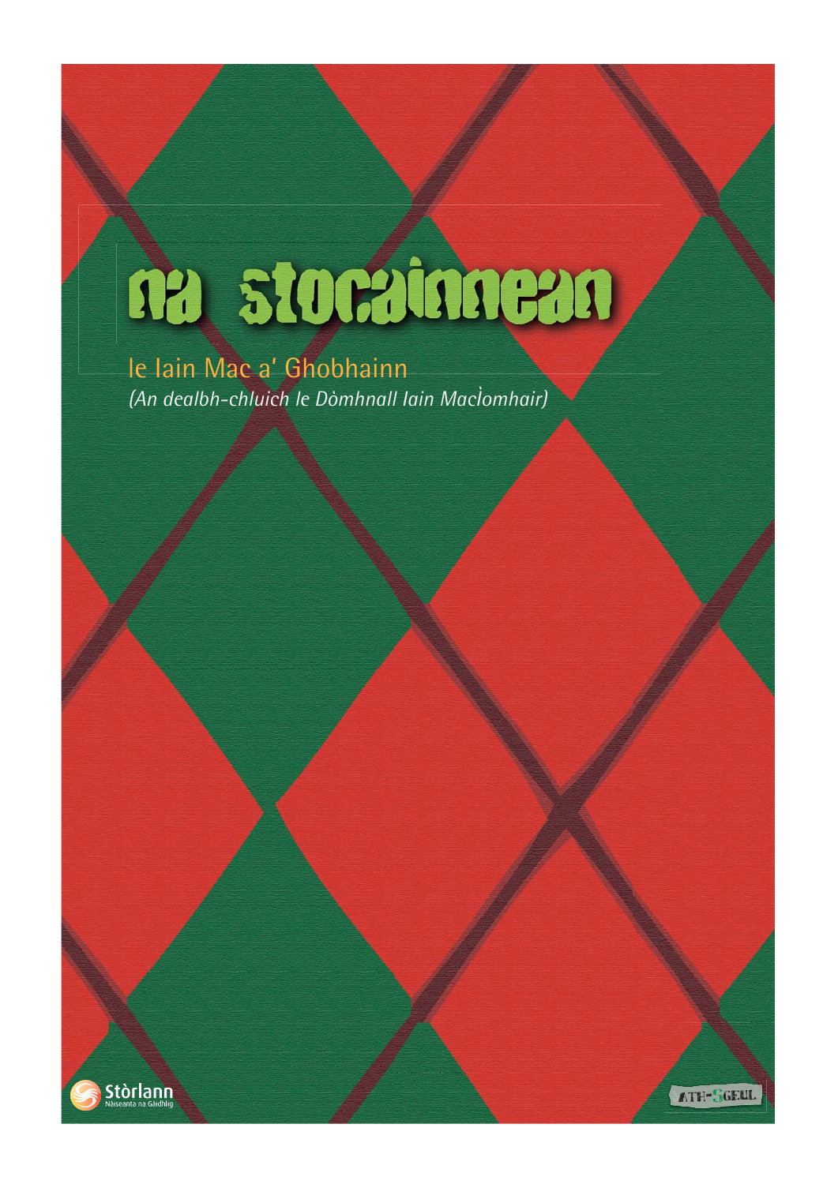# na stocainnean

le Iain Mac a' Ghobhainn

*(An dealbh-chluich le Dòmhnall Iain MacÌomhair)*

Stòrlann
Nàiseanta na Gàidhlig

ATH-SGEUL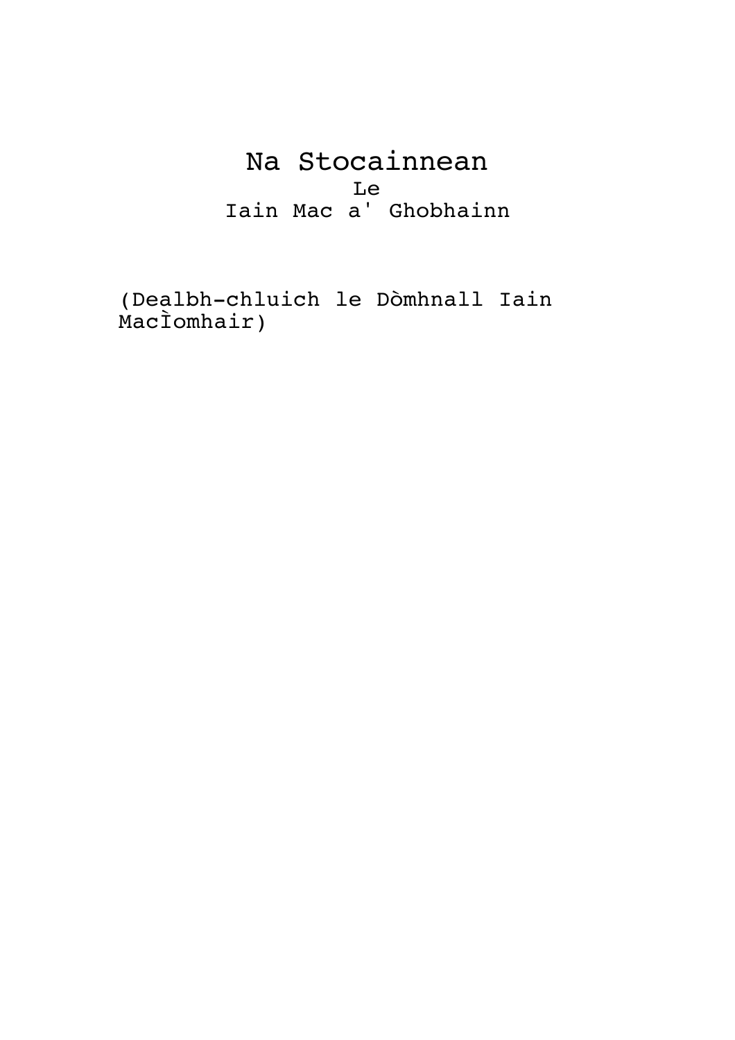# Na Stocainnean

Le

Iain Mac a' Ghobhainn

(Dealbh-chluich le Dòmhnall Iain MacÌomhair)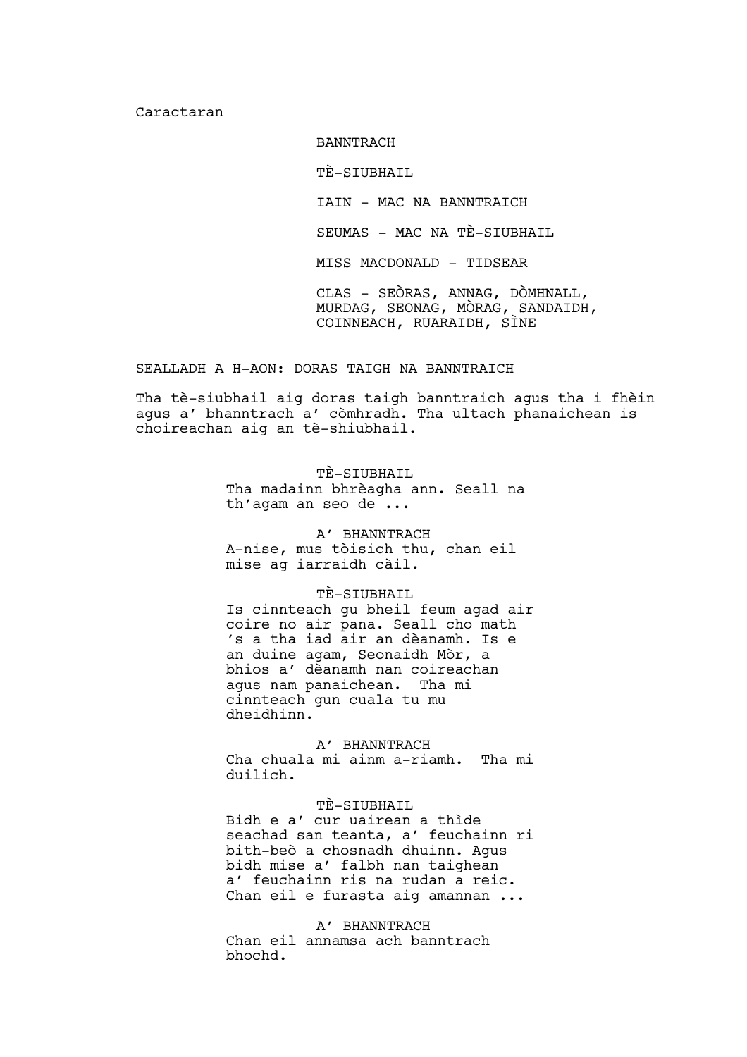Caractaran

BANNTRACH

TÈ-SIUBHAIL

IAIN - MAC NA BANNTRAICH

SEUMAS - MAC NA TÈ-SIUBHAIL

MISS MACDONALD - TIDSEAR

CLAS - SEÒRAS, ANNAG, DÒMHNALL, MURDAG, SEONAG, MÒRAG, SANDAIDH, COINNEACH, RUARAIDH, SÌNE

SEALLADH A H-AON: DORAS TAIGH NA BANNTRAICH

Tha tè-siubhail aig doras taigh banntraich agus tha i fhèin agus a' bhanntrach a' còmhradh. Tha ultach phanaichean is choireachan aig an tè-shiubhail.

TÈ-SIUBHAIL
Tha madainn bhrèagha ann. Seall na th'agam an seo de ...

A' BHANNTRACH
A-nise, mus tòisich thu, chan eil mise ag iarraidh càil.

TÈ-SIUBHAIL
Is cinnteach gu bheil feum agad air coire no air pana. Seall cho math 's a tha iad air an dèanamh. Is e an duine agam, Seonaidh Mòr, a bhios a' dèanamh nan coireachan agus nam panaichean. Tha mi cinnteach gun cuala tu mu dheidhinn.

A' BHANNTRACH
Cha chuala mi ainm a-riamh. Tha mi duilich.

TÈ-SIUBHAIL
Bidh e a' cur uairean a thìde seachad san teanta, a' feuchainn ri bith-beò a chosnadh dhuinn. Agus bidh mise a' falbh nan taighean a' feuchainn ris na rudan a reic. Chan eil e furasta aig amannan ...

A' BHANNTRACH
Chan eil annamsa ach banntrach bhochd.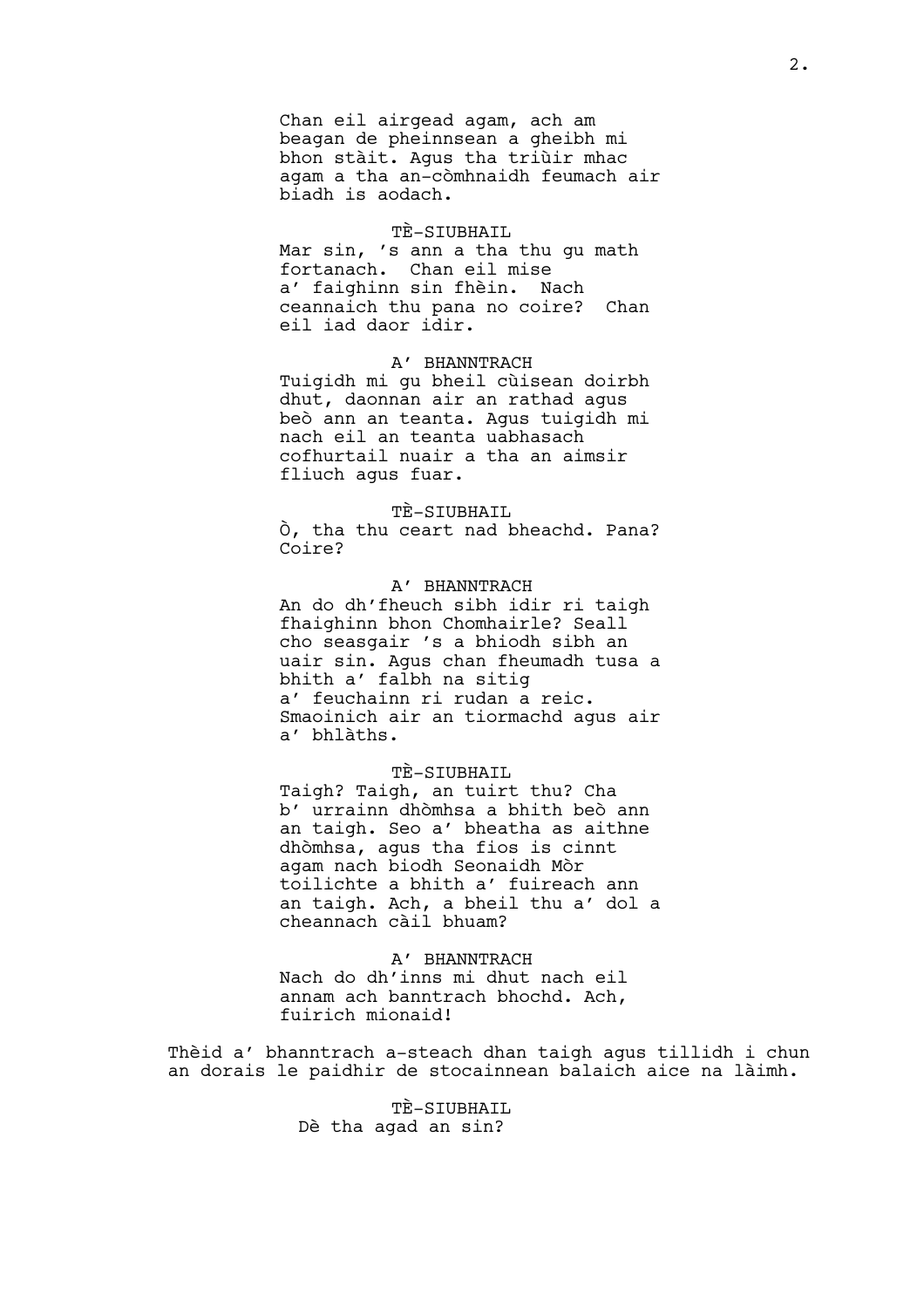Chan eil airgead agam, ach am beagan de pheinnsean a gheibh mi bhon stàit. Agus tha triùir mhac agam a tha an-còmhnaidh feumach air biadh is aodach.

TÈ-SIUBHAIL

Mar sin, 's ann a tha thu gu math fortanach. Chan eil mise a' faighinn sin fhèin. Nach ceannaich thu pana no coire? Chan eil iad daor idir.

A' BHANNTRACH

Tuigidh mi gu bheil cùisean doirbh dhut, daonnan air an rathad agus beò ann an teanta. Agus tuigidh mi nach eil an teanta uabhasach cofhurtail nuair a tha an aimsir fliuch agus fuar.

TÈ-SIUBHAIL

Ò, tha thu ceart nad bheachd. Pana? Coire?

A' BHANNTRACH

An do dh'fheuch sibh idir ri taigh fhaighinn bhon Chomhairle? Seall cho seasgair 's a bhiodh sibh an uair sin. Agus chan fheumadh tusa a bhith a' falbh na sitig a' feuchainn ri rudan a reic. Smaoinich air an tiormachd agus air a' bhlàths.

TÈ-SIUBHAIL

Taigh? Taigh, an tuirt thu? Cha b' urrainn dhòmhsa a bhith beò ann an taigh. Seo a' bheatha as aithne dhòmhsa, agus tha fios is cinnt agam nach biodh Seonaidh Mòr toilichte a bhith a' fuireach ann an taigh. Ach, a bheil thu a' dol a cheannach càil bhuam?

A' BHANNTRACH

Nach do dh'inns mi dhut nach eil annam ach banntrach bhochd. Ach, fuirich mionaid!

Thèid a' bhanntrach a-steach dhan taigh agus tillidh i chun an dorais le paidhir de stocainnean balaich aice na làimh.

TÈ-SIUBHAIL

Dè tha agad an sin?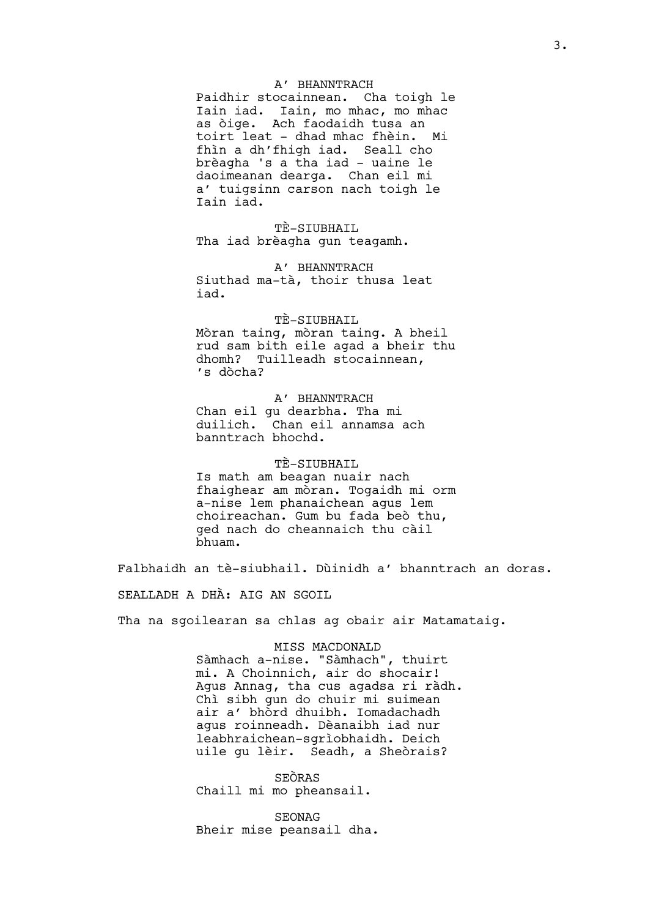A' BHANNTRACH
Paidhir stocainnean. Cha toigh le Iain iad. Iain, mo mhac, mo mhac as òige. Ach faodaidh tusa an toirt leat - dhad mhac fhèin. Mi fhìn a dh'fhigh iad. Seall cho brèagha 's a tha iad - uaine le daoimeanan dearga. Chan eil mi a' tuigsinn carson nach toigh le Iain iad.

TÈ-SIUBHAIL
Tha iad brèagha gun teagamh.

A' BHANNTRACH
Siuthad ma-tà, thoir thusa leat iad.

TÈ-SIUBHAIL
Mòran taing, mòran taing. A bheil rud sam bith eile agad a bheir thu dhomh? Tuilleadh stocainnean, 's dòcha?

A' BHANNTRACH
Chan eil gu dearbha. Tha mi duilich. Chan eil annamsa ach banntrach bhochd.

TÈ-SIUBHAIL
Is math am beagan nuair nach fhaighear am mòran. Togaidh mi orm a-nise lem phanaichean agus lem choireachan. Gum bu fada beò thu, ged nach do cheannaich thu càil bhuam.

Falbhaidh an tè-siubhail. Dùinidh a' bhanntrach an doras.

SEALLADH A DHÀ: AIG AN SGOIL

Tha na sgoilearan sa chlas ag obair air Matamataig.

MISS MACDONALD
Sàmhach a-nise. "Sàmhach", thuirt mi. A Choinnich, air do shocair! Agus Annag, tha cus agadsa ri ràdh. Chì sibh gun do chuir mi suimean air a' bhòrd dhuibh. Iomadachadh agus roinneadh. Dèanaibh iad nur leabhraichean-sgrìobhaidh. Deich uile gu lèir. Seadh, a Sheòrais?

SEÒRAS
Chaill mi mo pheansail.

SEONAG
Bheir mise peansail dha.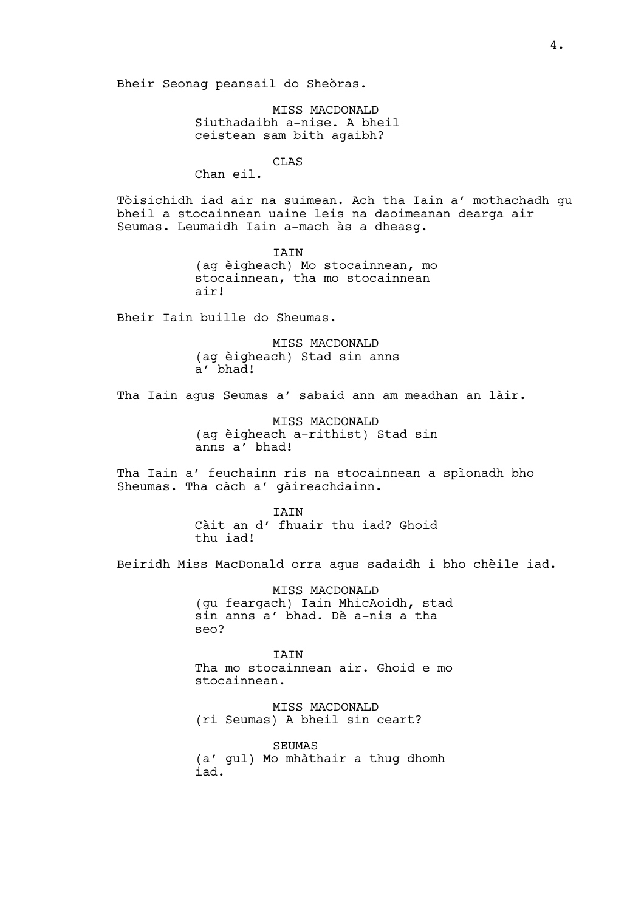Bheir Seonag peansail do Sheòras.

MISS MACDONALD
Siuthadaibh a-nise. A bheil ceistean sam bith agaibh?

CLAS
Chan eil.

Tòisichidh iad air na suimean. Ach tha Iain a' mothachadh gu bheil a stocainnean uaine leis na daoimeanan dearga air Seumas. Leumaidh Iain a-mach às a dheasg.

IAIN
(ag èigheach) Mo stocainnean, mo stocainnean, tha mo stocainnean air!

Bheir Iain buille do Sheumas.

MISS MACDONALD
(ag èigheach) Stad sin anns a' bhad!

Tha Iain agus Seumas a' sabaid ann am meadhan an làir.

MISS MACDONALD
(ag èigheach a-rithist) Stad sin anns a' bhad!

Tha Iain a' feuchainn ris na stocainnean a spìonadh bho Sheumas. Tha càch a' gàireachdainn.

IAIN
Càit an d' fhuair thu iad? Ghoid thu iad!

Beiridh Miss MacDonald orra agus sadaidh i bho chèile iad.

MISS MACDONALD
(gu feargach) Iain MhicAoidh, stad sin anns a' bhad. Dè a-nis a tha seo?

IAIN
Tha mo stocainnean air. Ghoid e mo stocainnean.

MISS MACDONALD
(ri Seumas) A bheil sin ceart?

SEUMAS
(a' gul) Mo mhàthair a thug dhomh iad.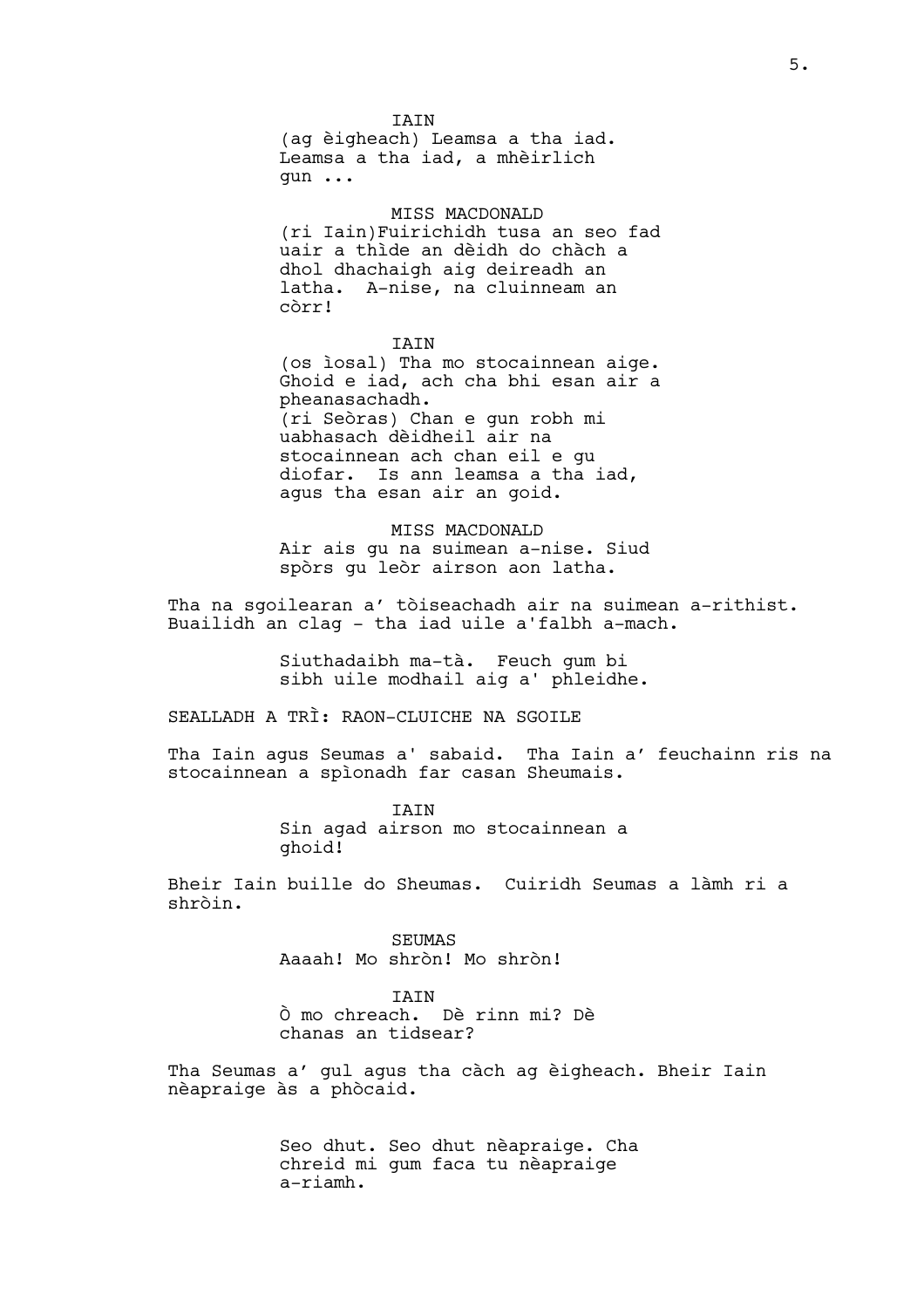IAIN
(ag èigheach) Leamsa a tha iad. Leamsa a tha iad, a mhèirlich gun ...

MISS MACDONALD
(ri Iain)Fuirichidh tusa an seo fad uair a thìde an dèidh do chàch a dhol dhachaigh aig deireadh an latha. A-nise, na cluinneam an còrr!

IAIN
(os ìosal) Tha mo stocainnean aige. Ghoid e iad, ach cha bhi esan air a pheanasachadh.
(ri Seòras) Chan e gun robh mi uabhasach dèidheil air na stocainnean ach chan eil e gu diofar. Is ann leamsa a tha iad, agus tha esan air an goid.

MISS MACDONALD
Air ais gu na suimean a-nise. Siud spòrs gu leòr airson aon latha.

Tha na sgoilearan a' tòiseachadh air na suimean a-rithist. Buailidh an clag - tha iad uile a'falbh a-mach.

Siuthadaibh ma-tà. Feuch gum bi sibh uile modhail aig a' phleidhe.

SEALLADH A TRÌ: RAON-CLUICHE NA SGOILE

Tha Iain agus Seumas a' sabaid. Tha Iain a' feuchainn ris na stocainnean a spìonadh far casan Sheumais.

IAIN
Sin agad airson mo stocainnean a ghoid!

Bheir Iain buille do Sheumas. Cuiridh Seumas a làmh ri a shròin.

SEUMAS
Aaaah! Mo shròn! Mo shròn!

IAIN
Ò mo chreach. Dè rinn mi? Dè chanas an tidsear?

Tha Seumas a' gul agus tha càch ag èigheach. Bheir Iain nèapraige às a phòcaid.

Seo dhut. Seo dhut nèapraige. Cha chreid mi gum faca tu nèapraige a-riamh.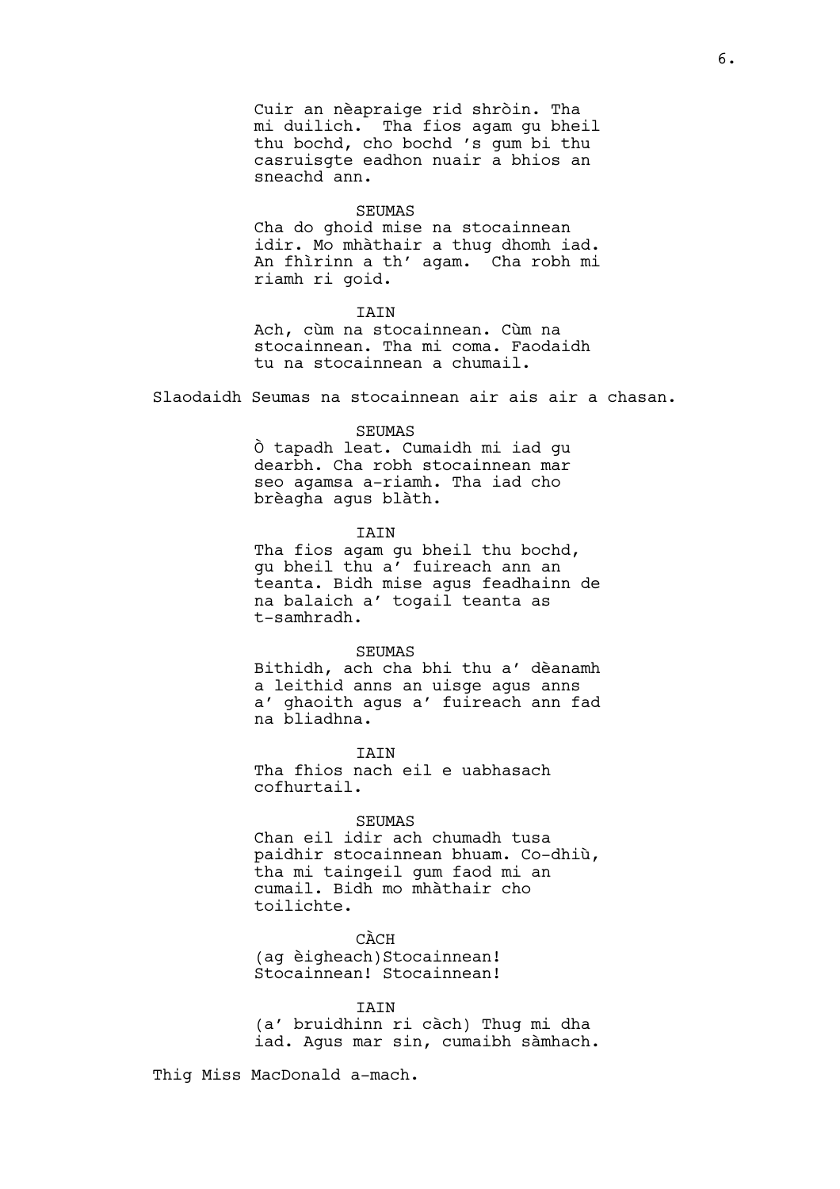Cuir an nèapraige rid shròin. Tha mi duilich. Tha fios agam gu bheil thu bochd, cho bochd 's gum bi thu casruisgte eadhon nuair a bhios an sneachd ann.

SEUMAS
Cha do ghoid mise na stocainnean idir. Mo mhàthair a thug dhomh iad. An fhìrinn a th' agam. Cha robh mi riamh ri goid.

IAIN
Ach, cùm na stocainnean. Cùm na stocainnean. Tha mi coma. Faodaidh tu na stocainnean a chumail.

Slaodaidh Seumas na stocainnean air ais air a chasan.

SEUMAS
Ò tapadh leat. Cumaidh mi iad gu dearbh. Cha robh stocainnean mar seo agamsa a-riamh. Tha iad cho brèagha agus blàth.

IAIN
Tha fios agam gu bheil thu bochd, gu bheil thu a' fuireach ann an teanta. Bidh mise agus feadhainn de na balaich a' togail teanta as t-samhradh.

SEUMAS
Bithidh, ach cha bhi thu a' dèanamh a leithid anns an uisge agus anns a' ghaoith agus a' fuireach ann fad na bliadhna.

IAIN
Tha fhios nach eil e uabhasach cofhurtail.

SEUMAS
Chan eil idir ach chumadh tusa paidhir stocainnean bhuam. Co-dhiù, tha mi taingeil gum faod mi an cumail. Bidh mo mhàthair cho toilichte.

CÀCH
(ag èigheach)Stocainnean! Stocainnean! Stocainnean!

IAIN
(a' bruidhinn ri càch) Thug mi dha iad. Agus mar sin, cumaibh sàmhach.

Thig Miss MacDonald a-mach.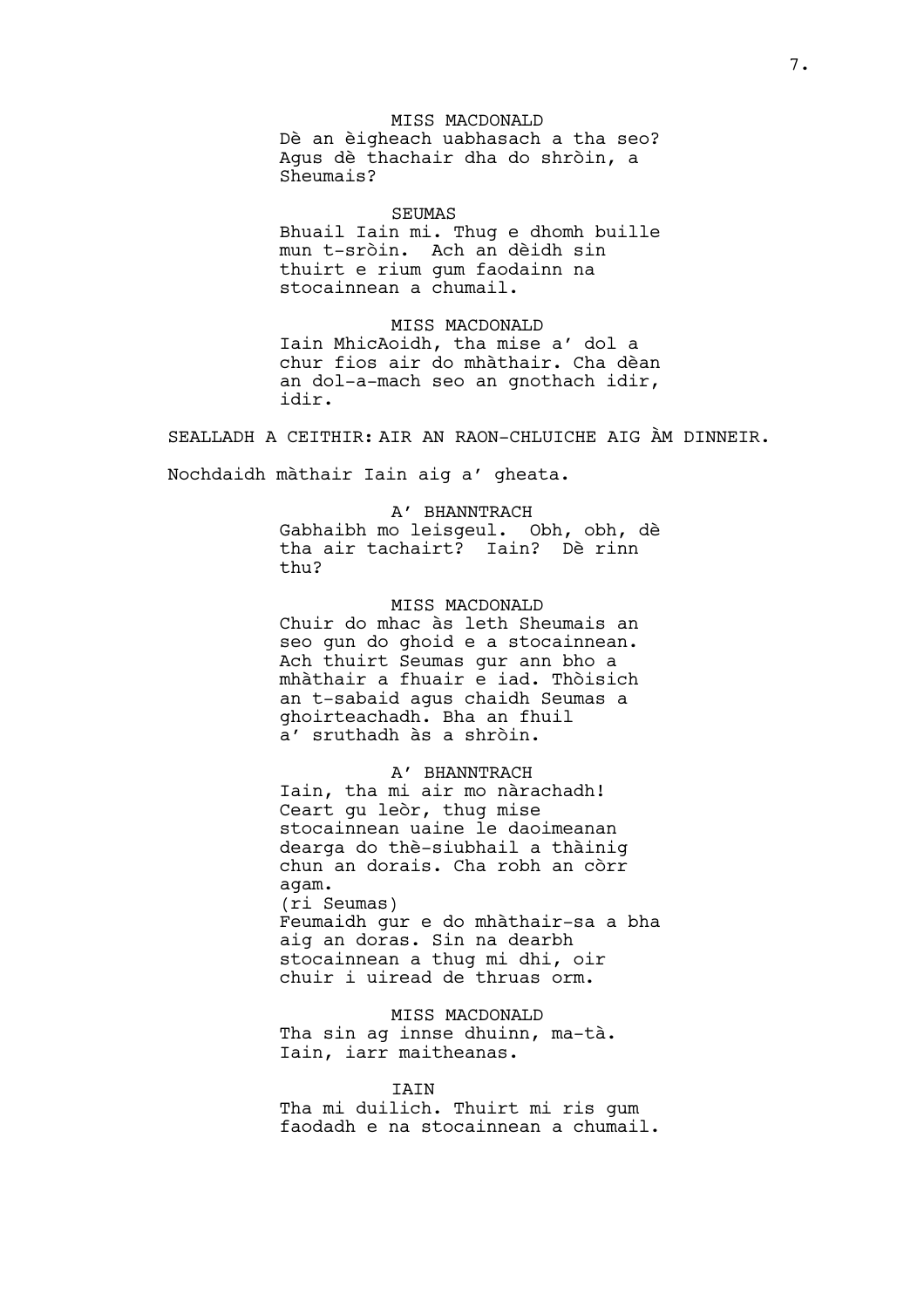MISS MACDONALD
Dè an èigheach uabhasach a tha seo?
Agus dè thachair dha do shròin, a
Sheumais?

SEUMAS
Bhuail Iain mi. Thug e dhomh buille
mun t-sròin. Ach an dèidh sin
thuirt e rium gum faodainn na
stocainnean a chumail.

MISS MACDONALD
Iain MhicAoidh, tha mise a' dol a
chur fios air do mhàthair. Cha dèan
an dol-a-mach seo an gnothach idir,
idir.

SEALLADH A CEITHIR: AIR AN RAON-CHLUICHE AIG ÀM DINNEIR.

Nochdaidh màthair Iain aig a' gheata.

A' BHANNTRACH
Gabhaibh mo leisgeul. Obh, obh, dè
tha air tachairt? Iain? Dè rinn
thu?

MISS MACDONALD
Chuir do mhac às leth Sheumais an
seo gun do ghoid e a stocainnean.
Ach thuirt Seumas gur ann bho a
mhàthair a fhuair e iad. Thòisich
an t-sabaid agus chaidh Seumas a
ghoirteachadh. Bha an fhuil
a' sruthadh às a shròin.

A' BHANNTRACH
Iain, tha mi air mo nàrachadh!
Ceart gu leòr, thug mise
stocainnean uaine le daoimeanan
dearga do thè-siubhail a thàinig
chun an dorais. Cha robh an còrr
agam.
(ri Seumas)
Feumaidh gur e do mhàthair-sa a bha
aig an doras. Sin na dearbh
stocainnean a thug mi dhi, oir
chuir i uiread de thruas orm.

MISS MACDONALD
Tha sin ag innse dhuinn, ma-tà.
Iain, iarr maitheanas.

IAIN
Tha mi duilich. Thuirt mi ris gum
faodadh e na stocainnean a chumail.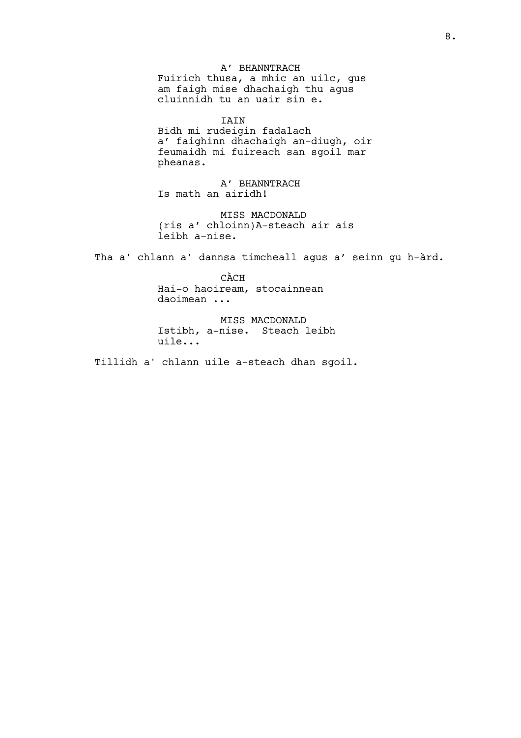A' BHANNTRACH
Fuirich thusa, a mhic an uilc, gus am faigh mise dhachaigh thu agus cluinnidh tu an uair sin e.

IAIN
Bidh mi rudeigin fadalach a' faighinn dhachaigh an-diugh, oir feumaidh mi fuireach san sgoil mar pheanas.

A' BHANNTRACH
Is math an airidh!

MISS MACDONALD
(ris a' chloinn)A-steach air ais leibh a-nise.

Tha a' chlann a' dannsa timcheall agus a' seinn gu h-àrd.

CÀCH
Hai-o haoiream, stocainnean daoimean ...

MISS MACDONALD
Istibh, a-nise. Steach leibh uile...

Tillidh a' chlann uile a-steach dhan sgoil.